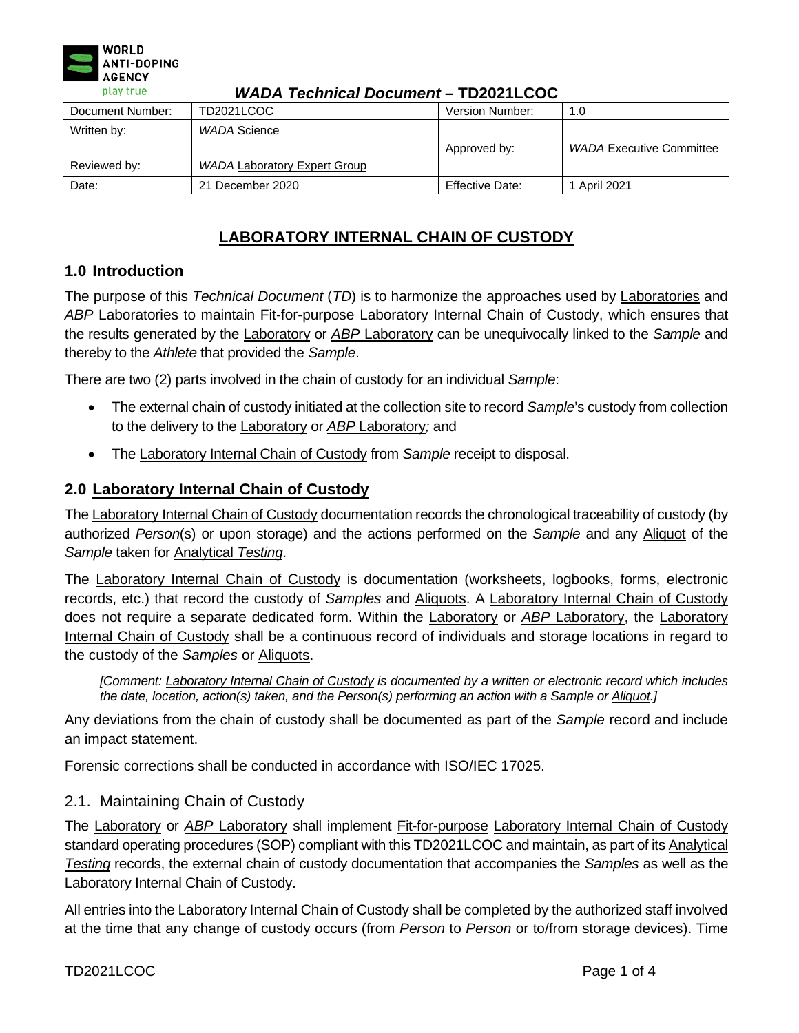*WADA Technical Document* – **TD2021LCOC**

| Document Number: | TD2021LCOC | Version Number: | 1.0 |
|---|---|---|---|
| Written by: | *WADA* Science | Approved by: | *WADA* Executive Committee |
| Reviewed by: | *WADA* Laboratory Expert Group | | |
| Date: | 21 December 2020 | Effective Date: | 1 April 2021 |

# LABORATORY INTERNAL CHAIN OF CUSTODY

## 1.0 Introduction

The purpose of this *Technical Document* (*TD*) is to harmonize the approaches used by Laboratories and *ABP* Laboratories to maintain Fit-for-purpose Laboratory Internal Chain of Custody, which ensures that the results generated by the Laboratory or *ABP* Laboratory can be unequivocally linked to the *Sample* and thereby to the *Athlete* that provided the *Sample*.

There are two (2) parts involved in the chain of custody for an individual *Sample*:

- The external chain of custody initiated at the collection site to record *Sample*'s custody from collection to the delivery to the Laboratory or *ABP* Laboratory*;* and
- The Laboratory Internal Chain of Custody from *Sample* receipt to disposal.

## 2.0 Laboratory Internal Chain of Custody

The Laboratory Internal Chain of Custody documentation records the chronological traceability of custody (by authorized *Person*(s) or upon storage) and the actions performed on the *Sample* and any Aliquot of the *Sample* taken for Analytical *Testing*.

The Laboratory Internal Chain of Custody is documentation (worksheets, logbooks, forms, electronic records, etc.) that record the custody of *Samples* and Aliquots. A Laboratory Internal Chain of Custody does not require a separate dedicated form. Within the Laboratory or *ABP* Laboratory, the Laboratory Internal Chain of Custody shall be a continuous record of individuals and storage locations in regard to the custody of the *Samples* or Aliquots.

*[Comment: Laboratory Internal Chain of Custody is documented by a written or electronic record which includes the date, location, action(s) taken, and the Person(s) performing an action with a Sample or Aliquot.]*

Any deviations from the chain of custody shall be documented as part of the *Sample* record and include an impact statement.

Forensic corrections shall be conducted in accordance with ISO/IEC 17025.

### 2.1. Maintaining Chain of Custody

The Laboratory or *ABP* Laboratory shall implement Fit-for-purpose Laboratory Internal Chain of Custody standard operating procedures (SOP) compliant with this TD2021LCOC and maintain, as part of its Analytical *Testing* records, the external chain of custody documentation that accompanies the *Samples* as well as the Laboratory Internal Chain of Custody.

All entries into the Laboratory Internal Chain of Custody shall be completed by the authorized staff involved at the time that any change of custody occurs (from *Person* to *Person* or to/from storage devices). Time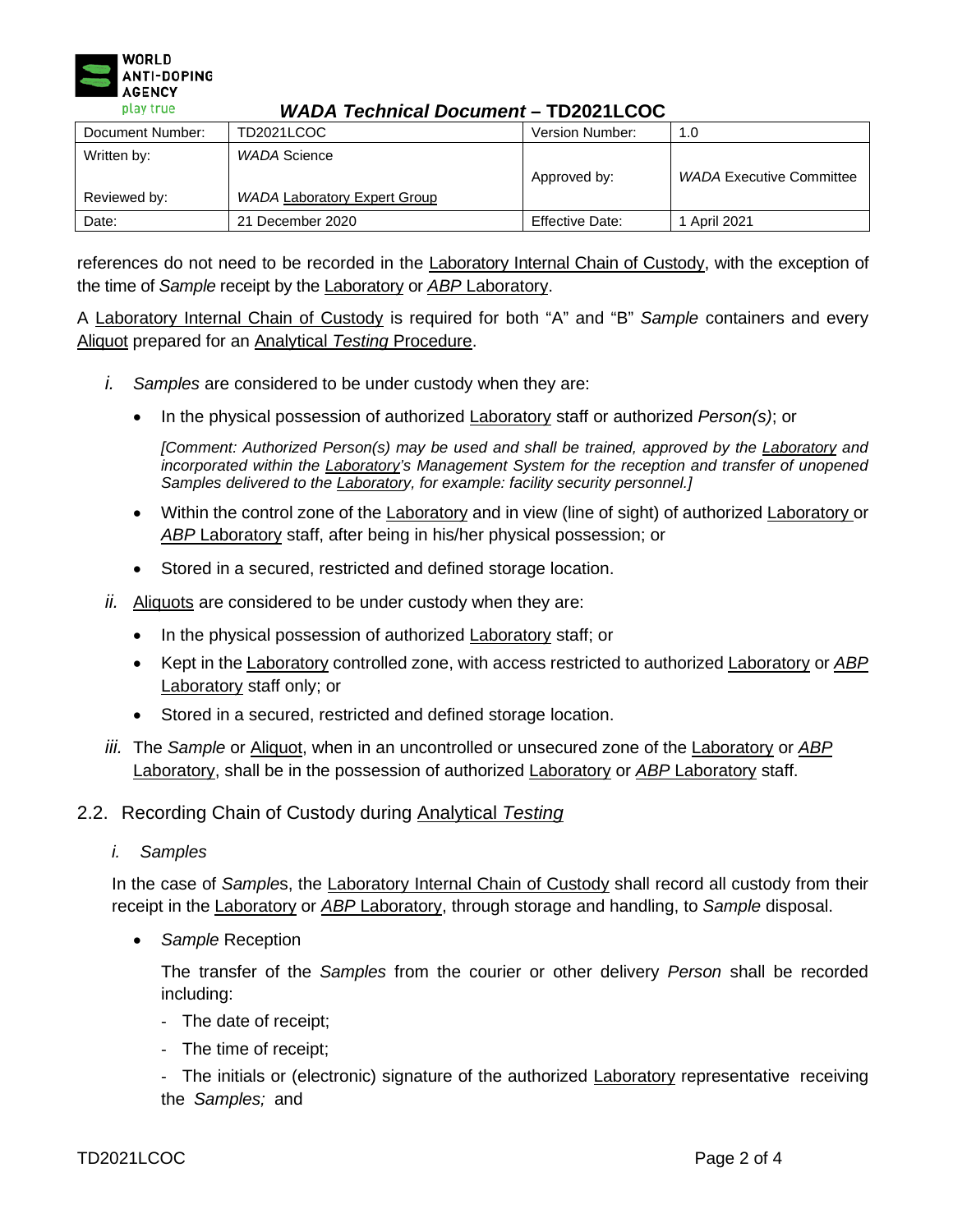references do not need to be recorded in the Laboratory Internal Chain of Custody, with the exception of the time of *Sample* receipt by the Laboratory or *ABP* Laboratory.

A Laboratory Internal Chain of Custody is required for both "A" and "B" *Sample* containers and every Aliquot prepared for an Analytical *Testing* Procedure.

*i.* *Samples* are considered to be under custody when they are:

- In the physical possession of authorized Laboratory staff or authorized *Person(s)*; or

  *[Comment: Authorized Person(s) may be used and shall be trained, approved by the Laboratory and incorporated within the Laboratory's Management System for the reception and transfer of unopened Samples delivered to the Laboratory, for example: facility security personnel.]*

- Within the control zone of the Laboratory and in view (line of sight) of authorized Laboratory or *ABP* Laboratory staff, after being in his/her physical possession; or

- Stored in a secured, restricted and defined storage location.

*ii.* Aliquots are considered to be under custody when they are:

- In the physical possession of authorized Laboratory staff; or
- Kept in the Laboratory controlled zone, with access restricted to authorized Laboratory or *ABP* Laboratory staff only; or
- Stored in a secured, restricted and defined storage location.

*iii.* The *Sample* or Aliquot, when in an uncontrolled or unsecured zone of the Laboratory or *ABP* Laboratory, shall be in the possession of authorized Laboratory or *ABP* Laboratory staff.

## 2.2. Recording Chain of Custody during Analytical *Testing*

*i. Samples*

In the case of *Sample*s, the Laboratory Internal Chain of Custody shall record all custody from their receipt in the Laboratory or *ABP* Laboratory, through storage and handling, to *Sample* disposal.

- *Sample* Reception

  The transfer of the *Samples* from the courier or other delivery *Person* shall be recorded including:

  - The date of receipt;
  - The time of receipt;
  - The initials or (electronic) signature of the authorized Laboratory representative receiving the *Samples;* and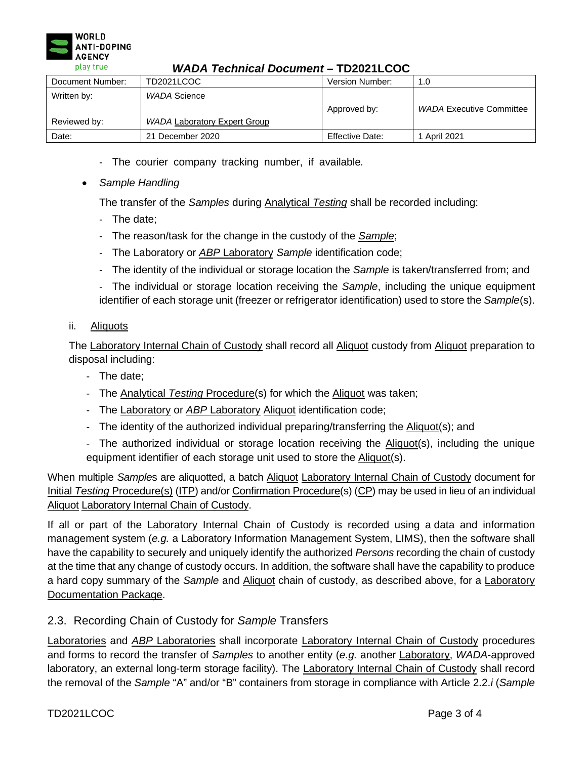- The courier company tracking number, if available.

- *Sample Handling*

  The transfer of the *Samples* during Analytical *Testing* shall be recorded including:

  - The date;
  - The reason/task for the change in the custody of the *Sample*;
  - The Laboratory or *ABP* Laboratory *Sample* identification code;
  - The identity of the individual or storage location the *Sample* is taken/transferred from; and
  - The individual or storage location receiving the *Sample*, including the unique equipment identifier of each storage unit (freezer or refrigerator identification) used to store the *Sample*(s).

ii. Aliquots

The Laboratory Internal Chain of Custody shall record all Aliquot custody from Aliquot preparation to disposal including:

- The date;
- The Analytical *Testing* Procedure(s) for which the Aliquot was taken;
- The Laboratory or *ABP* Laboratory Aliquot identification code;
- The identity of the authorized individual preparing/transferring the Aliquot(s); and
- The authorized individual or storage location receiving the Aliquot(s), including the unique equipment identifier of each storage unit used to store the Aliquot(s).

When multiple *Sample*s are aliquotted, a batch Aliquot Laboratory Internal Chain of Custody document for Initial *Testing* Procedure(s) (ITP) and/or Confirmation Procedure(s) (CP) may be used in lieu of an individual Aliquot Laboratory Internal Chain of Custody.

If all or part of the Laboratory Internal Chain of Custody is recorded using a data and information management system (*e.g.* a Laboratory Information Management System, LIMS), then the software shall have the capability to securely and uniquely identify the authorized *Persons* recording the chain of custody at the time that any change of custody occurs. In addition, the software shall have the capability to produce a hard copy summary of the *Sample* and Aliquot chain of custody, as described above, for a Laboratory Documentation Package.

## 2.3. Recording Chain of Custody for *Sample* Transfers

Laboratories and *ABP* Laboratories shall incorporate Laboratory Internal Chain of Custody procedures and forms to record the transfer of *Samples* to another entity (*e.g.* another Laboratory, *WADA*-approved laboratory, an external long-term storage facility). The Laboratory Internal Chain of Custody shall record the removal of the *Sample* "A" and/or "B" containers from storage in compliance with Article 2.2.*i* (*Sample*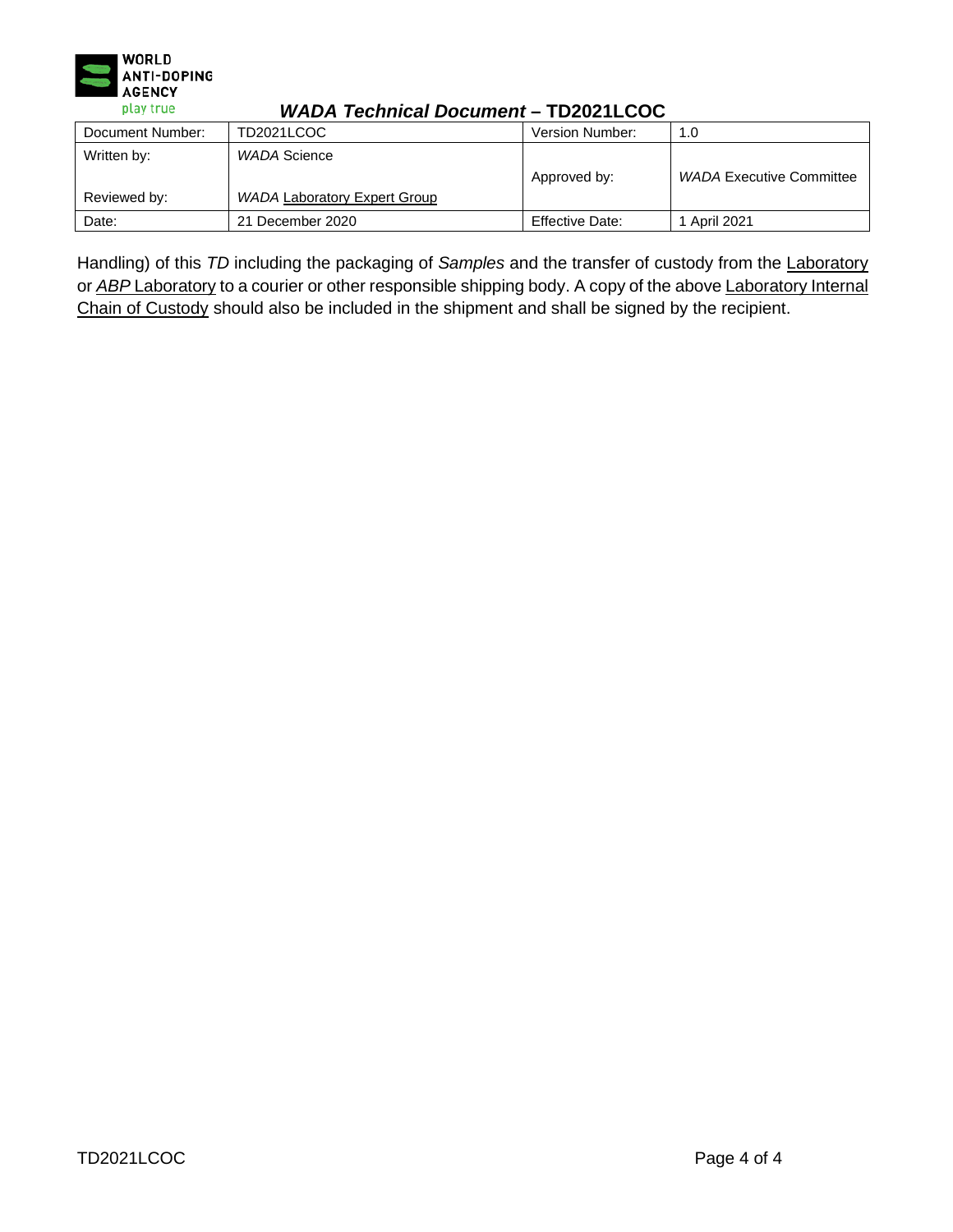Handling) of this *TD* including the packaging of *Samples* and the transfer of custody from the Laboratory or *ABP* Laboratory to a courier or other responsible shipping body. A copy of the above Laboratory Internal Chain of Custody should also be included in the shipment and shall be signed by the recipient.